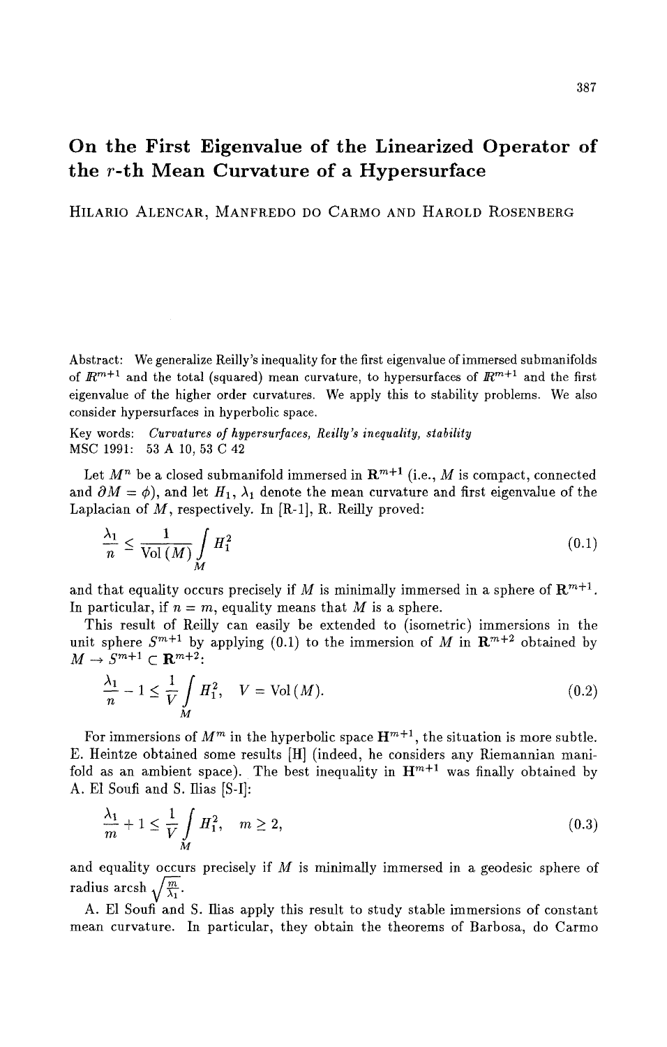# On the First Eigenvalue of the Linearized Operator of the $r$-th Mean Curvature of a Hypersurface

HILARIO ALENCAR, MANFREDO DO CARMO AND HAROLD ROSENBERG

Abstract: We generalize Reilly's inequality for the first eigenvalue of immersed submanifolds of $\mathbb{R}^{m+1}$ and the total (squared) mean curvature, to hypersurfaces of $\mathbb{R}^{m+1}$ and the first eigenvalue of the higher order curvatures. We apply this to stability problems. We also consider hypersurfaces in hyperbolic space.

Key words: *Curvatures of hypersurfaces, Reilly's inequality, stability*

MSC 1991: 53 A 10, 53 C 42

Let $M^n$ be a closed submanifold immersed in $\mathbf{R}^{m+1}$ (i.e., $M$ is compact, connected and $\partial M = \phi$), and let $H_1$, $\lambda_1$ denote the mean curvature and first eigenvalue of the Laplacian of $M$, respectively. In [R-1], R. Reilly proved:

$$\frac{\lambda_1}{n} \leq \frac{1}{\operatorname{Vol}(M)} \int_M H_1^2 \tag{0.1}$$

and that equality occurs precisely if $M$ is minimally immersed in a sphere of $\mathbf{R}^{m+1}$. In particular, if $n = m$, equality means that $M$ is a sphere.

This result of Reilly can easily be extended to (isometric) immersions in the unit sphere $S^{m+1}$ by applying (0.1) to the immersion of $M$ in $\mathbf{R}^{m+2}$ obtained by $M \to S^{m+1} \subset \mathbf{R}^{m+2}$:

$$\frac{\lambda_1}{n} - 1 \leq \frac{1}{V} \int_M H_1^2, \quad V = \operatorname{Vol}(M). \tag{0.2}$$

For immersions of $M^m$ in the hyperbolic space $\mathbf{H}^{m+1}$, the situation is more subtle. E. Heintze obtained some results [H] (indeed, he considers any Riemannian manifold as an ambient space). The best inequality in $\mathbf{H}^{m+1}$ was finally obtained by A. El Soufi and S. Ilias [S-I]:

$$\frac{\lambda_1}{m} + 1 \leq \frac{1}{V} \int_M H_1^2, \quad m \geq 2, \tag{0.3}$$

and equality occurs precisely if $M$ is minimally immersed in a geodesic sphere of radius $\operatorname{arcsh} \sqrt{\frac{m}{\lambda_1}}$.

A. El Soufi and S. Ilias apply this result to study stable immersions of constant mean curvature. In particular, they obtain the theorems of Barbosa, do Carmo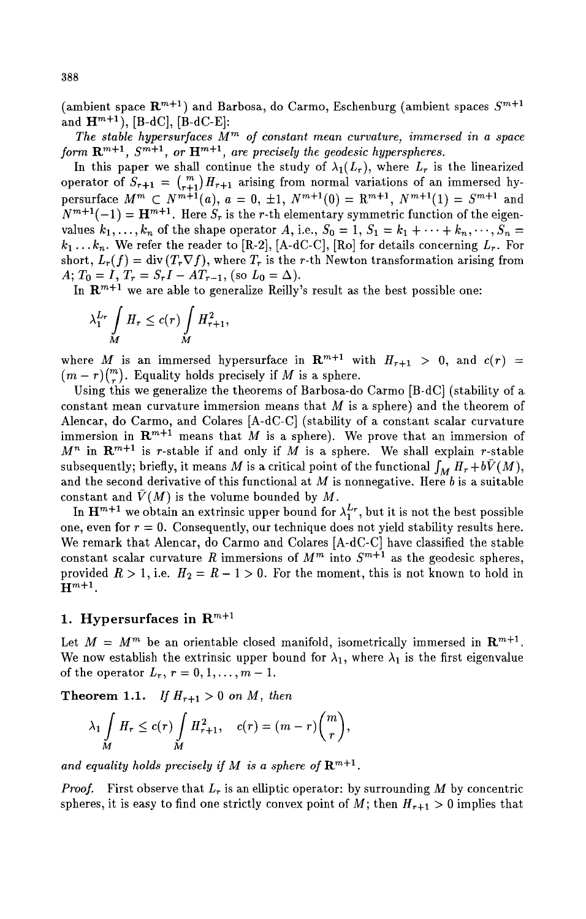(ambient space $\mathbf{R}^{m+1}$) and Barbosa, do Carmo, Eschenburg (ambient spaces $S^{m+1}$ and $\mathbf{H}^{m+1}$), [B-dC], [B-dC-E]:

*The stable hypersurfaces $M^m$ of constant mean curvature, immersed in a space form $\mathbf{R}^{m+1}$, $S^{m+1}$, or $\mathbf{H}^{m+1}$, are precisely the geodesic hyperspheres.*

In this paper we shall continue the study of $\lambda_1(L_r)$, where $L_r$ is the linearized operator of $S_{r+1} = \binom{m}{r+1} H_{r+1}$ arising from normal variations of an immersed hypersurface $M^m \subset N^{m+1}(a)$, $a = 0, \pm 1$, $N^{m+1}(0) = \mathbf{R}^{m+1}$, $N^{m+1}(1) = S^{m+1}$ and $N^{m+1}(-1) = \mathbf{H}^{m+1}$. Here $S_r$ is the $r$-th elementary symmetric function of the eigenvalues $k_1, \ldots, k_n$ of the shape operator $A$, i.e., $S_0 = 1$, $S_1 = k_1 + \cdots + k_n, \cdots, S_n = k_1 \ldots k_n$. We refer the reader to [R-2], [A-dC-C], [Ro] for details concerning $L_r$. For short, $L_r(f) = \operatorname{div}(T_r \nabla f)$, where $T_r$ is the $r$-th Newton transformation arising from $A$; $T_0 = I$, $T_r = S_r I - A T_{r-1}$, (so $L_0 = \Delta$).

In $\mathbf{R}^{m+1}$ we are able to generalize Reilly's result as the best possible one:

$$\lambda_1^{L_r} \int_M H_r \leq c(r) \int_M H_{r+1}^2,$$

where $M$ is an immersed hypersurface in $\mathbf{R}^{m+1}$ with $H_{r+1} > 0$, and $c(r) = (m-r)\binom{m}{r}$. Equality holds precisely if $M$ is a sphere.

Using this we generalize the theorems of Barbosa-do Carmo [B-dC] (stability of a constant mean curvature immersion means that $M$ is a sphere) and the theorem of Alencar, do Carmo, and Colares [A-dC-C] (stability of a constant scalar curvature immersion in $\mathbf{R}^{m+1}$ means that $M$ is a sphere). We prove that an immersion of $M^n$ in $\mathbf{R}^{m+1}$ is $r$-stable if and only if $M$ is a sphere. We shall explain $r$-stable subsequently; briefly, it means $M$ is a critical point of the functional $\int_M H_r + b\bar{V}(M)$, and the second derivative of this functional at $M$ is nonnegative. Here $b$ is a suitable constant and $\bar{V}(M)$ is the volume bounded by $M$.

In $\mathbf{H}^{m+1}$ we obtain an extrinsic upper bound for $\lambda_1^{L_r}$, but it is not the best possible one, even for $r = 0$. Consequently, our technique does not yield stability results here. We remark that Alencar, do Carmo and Colares [A-dC-C] have classified the stable constant scalar curvature $R$ immersions of $M^m$ into $S^{m+1}$ as the geodesic spheres, provided $R > 1$, i.e. $H_2 = R - 1 > 0$. For the moment, this is not known to hold in $\mathbf{H}^{m+1}$.

## 1. Hypersurfaces in $\mathbf{R}^{m+1}$

Let $M = M^m$ be an orientable closed manifold, isometrically immersed in $\mathbf{R}^{m+1}$. We now establish the extrinsic upper bound for $\lambda_1$, where $\lambda_1$ is the first eigenvalue of the operator $L_r$, $r = 0, 1, \ldots, m-1$.

**Theorem 1.1.** *If $H_{r+1} > 0$ on $M$, then*

$$\lambda_1 \int_M H_r \leq c(r) \int_M H_{r+1}^2, \quad c(r) = (m-r)\binom{m}{r},$$

*and equality holds precisely if $M$ is a sphere of $\mathbf{R}^{m+1}$.*

*Proof.* First observe that $L_r$ is an elliptic operator: by surrounding $M$ by concentric spheres, it is easy to find one strictly convex point of $M$; then $H_{r+1} > 0$ implies that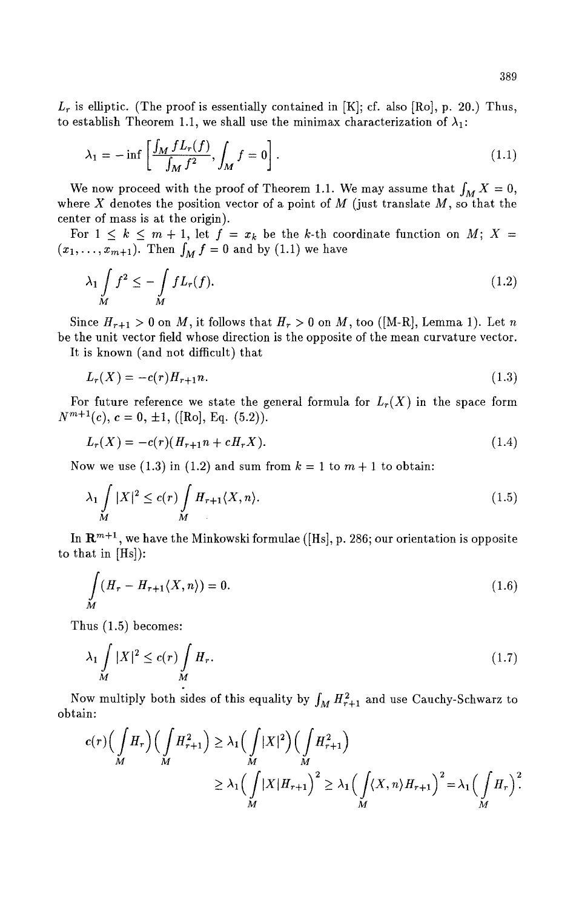$L_r$ is elliptic. (The proof is essentially contained in [K]; cf. also [Ro], p. 20.) Thus, to establish Theorem 1.1, we shall use the minimax characterization of $\lambda_1$:

$$\lambda_1 = -\inf\left[\frac{\int_M fL_r(f)}{\int_M f^2}, \int_M f = 0\right]. \tag{1.1}$$

We now proceed with the proof of Theorem 1.1. We may assume that $\int_M X = 0$, where $X$ denotes the position vector of a point of $M$ (just translate $M$, so that the center of mass is at the origin).

For $1 \leq k \leq m+1$, let $f = x_k$ be the $k$-th coordinate function on $M$; $X = (x_1, \ldots, x_{m+1})$. Then $\int_M f = 0$ and by (1.1) we have

$$\lambda_1 \int_M f^2 \leq -\int_M fL_r(f). \tag{1.2}$$

Since $H_{r+1} > 0$ on $M$, it follows that $H_r > 0$ on $M$, too ([M-R], Lemma 1). Let $n$ be the unit vector field whose direction is the opposite of the mean curvature vector.

It is known (and not difficult) that

$$L_r(X) = -c(r)H_{r+1}n. \tag{1.3}$$

For future reference we state the general formula for $L_r(X)$ in the space form $N^{m+1}(c)$, $c = 0, \pm 1$, ([Ro], Eq. (5.2)).

$$L_r(X) = -c(r)(H_{r+1}n + cH_rX). \tag{1.4}$$

Now we use (1.3) in (1.2) and sum from $k = 1$ to $m+1$ to obtain:

$$\lambda_1 \int_M |X|^2 \leq c(r)\int_M H_{r+1}\langle X, n\rangle. \tag{1.5}$$

In $\mathbf{R}^{m+1}$, we have the Minkowski formulae ([Hs], p. 286; our orientation is opposite to that in [Hs]):

$$\int_M (H_r - H_{r+1}\langle X, n\rangle) = 0. \tag{1.6}$$

Thus (1.5) becomes:

$$\lambda_1 \int_M |X|^2 \leq c(r)\int_M H_r. \tag{1.7}$$

Now multiply both sides of this equality by $\int_M H_{r+1}^2$ and use Cauchy-Schwarz to obtain:

$$\begin{aligned} c(r)\Big(\int_M H_r\Big)\Big(\int_M H_{r+1}^2\Big) &\geq \lambda_1\Big(\int_M |X|^2\Big)\Big(\int_M H_{r+1}^2\Big) \\ &\geq \lambda_1\Big(\int_M |X|H_{r+1}\Big)^2 \geq \lambda_1\Big(\int_M \langle X, n\rangle H_{r+1}\Big)^2 = \lambda_1\Big(\int_M H_r\Big)^2. \end{aligned}$$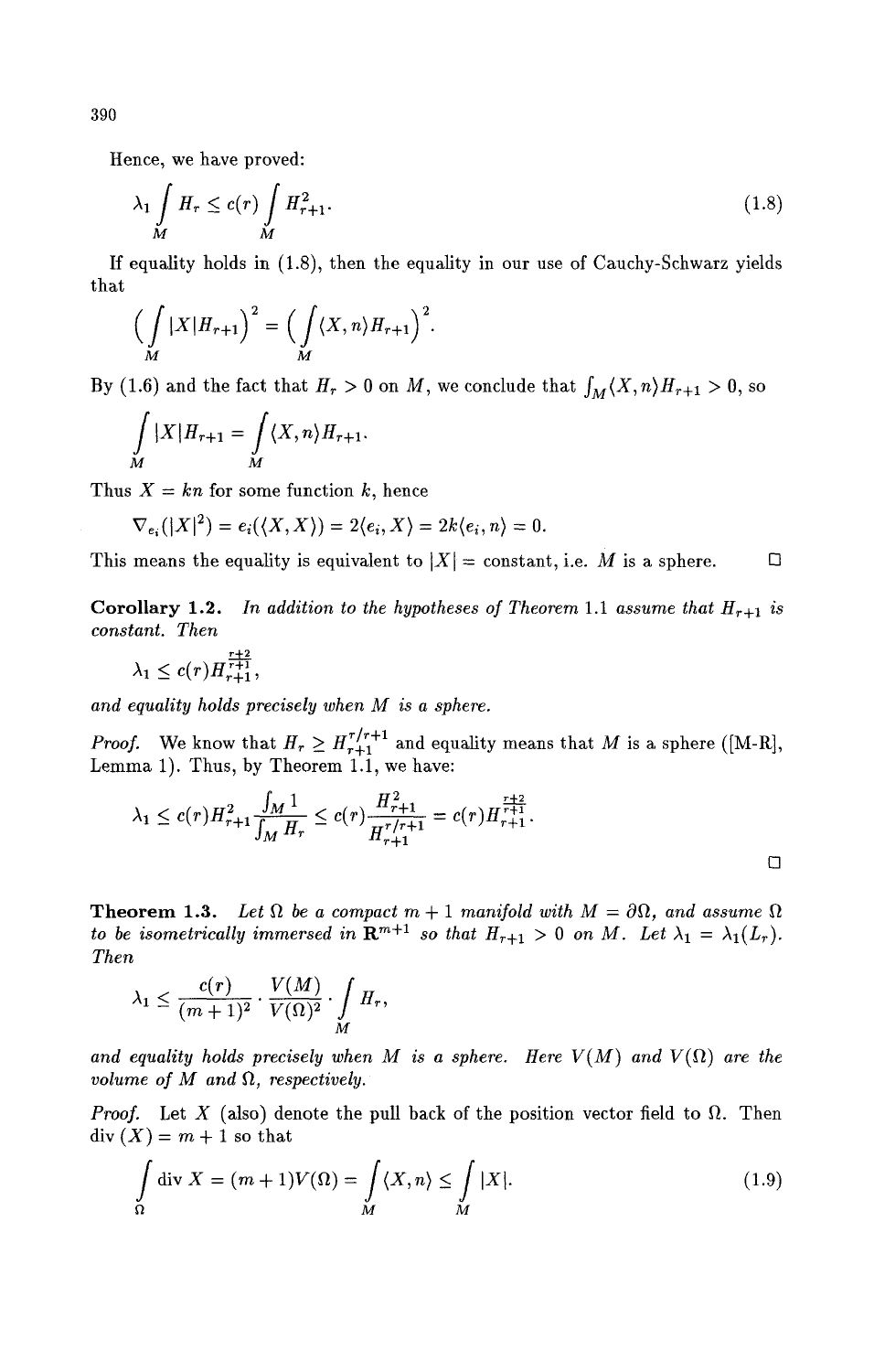Hence, we have proved:

$$\lambda_1 \int_M H_r \leq c(r) \int_M H_{r+1}^2. \tag{1.8}$$

If equality holds in (1.8), then the equality in our use of Cauchy-Schwarz yields that

$$\Big(\int_M |X| H_{r+1}\Big)^2 = \Big(\int_M \langle X, n\rangle H_{r+1}\Big)^2.$$

By (1.6) and the fact that $H_r > 0$ on $M$, we conclude that $\int_M \langle X, n\rangle H_{r+1} > 0$, so

$$\int_M |X| H_{r+1} = \int_M \langle X, n\rangle H_{r+1}.$$

Thus $X = kn$ for some function $k$, hence

$$\nabla_{e_i}(|X|^2) = e_i(\langle X, X\rangle) = 2\langle e_i, X\rangle = 2k\langle e_i, n\rangle = 0.$$

This means the equality is equivalent to $|X| =$ constant, i.e. $M$ is a sphere. □

**Corollary 1.2.** *In addition to the hypotheses of Theorem* 1.1 *assume that $H_{r+1}$ is constant. Then*

$$\lambda_1 \leq c(r) H_{r+1}^{\frac{r+2}{r+1}},$$

*and equality holds precisely when $M$ is a sphere.*

*Proof.* We know that $H_r \geq H_{r+1}^{r/r+1}$ and equality means that $M$ is a sphere ([M-R], Lemma 1). Thus, by Theorem 1.1, we have:

$$\lambda_1 \leq c(r) H_{r+1}^2 \frac{\int_M 1}{\int_M H_r} \leq c(r) \frac{H_{r+1}^2}{H_{r+1}^{r/r+1}} = c(r) H_{r+1}^{\frac{r+2}{r+1}}.$$

□

**Theorem 1.3.** *Let $\Omega$ be a compact $m+1$ manifold with $M = \partial\Omega$, and assume $\Omega$ to be isometrically immersed in $\mathbf{R}^{m+1}$ so that $H_{r+1} > 0$ on $M$. Let $\lambda_1 = \lambda_1(L_r)$. Then*

$$\lambda_1 \leq \frac{c(r)}{(m+1)^2} \cdot \frac{V(M)}{V(\Omega)^2} \cdot \int_M H_r,$$

*and equality holds precisely when $M$ is a sphere. Here $V(M)$ and $V(\Omega)$ are the volume of $M$ and $\Omega$, respectively.*

*Proof.* Let $X$ (also) denote the pull back of the position vector field to $\Omega$. Then $\operatorname{div}(X) = m+1$ so that

$$\int_\Omega \operatorname{div} X = (m+1)V(\Omega) = \int_M \langle X, n\rangle \leq \int_M |X|. \tag{1.9}$$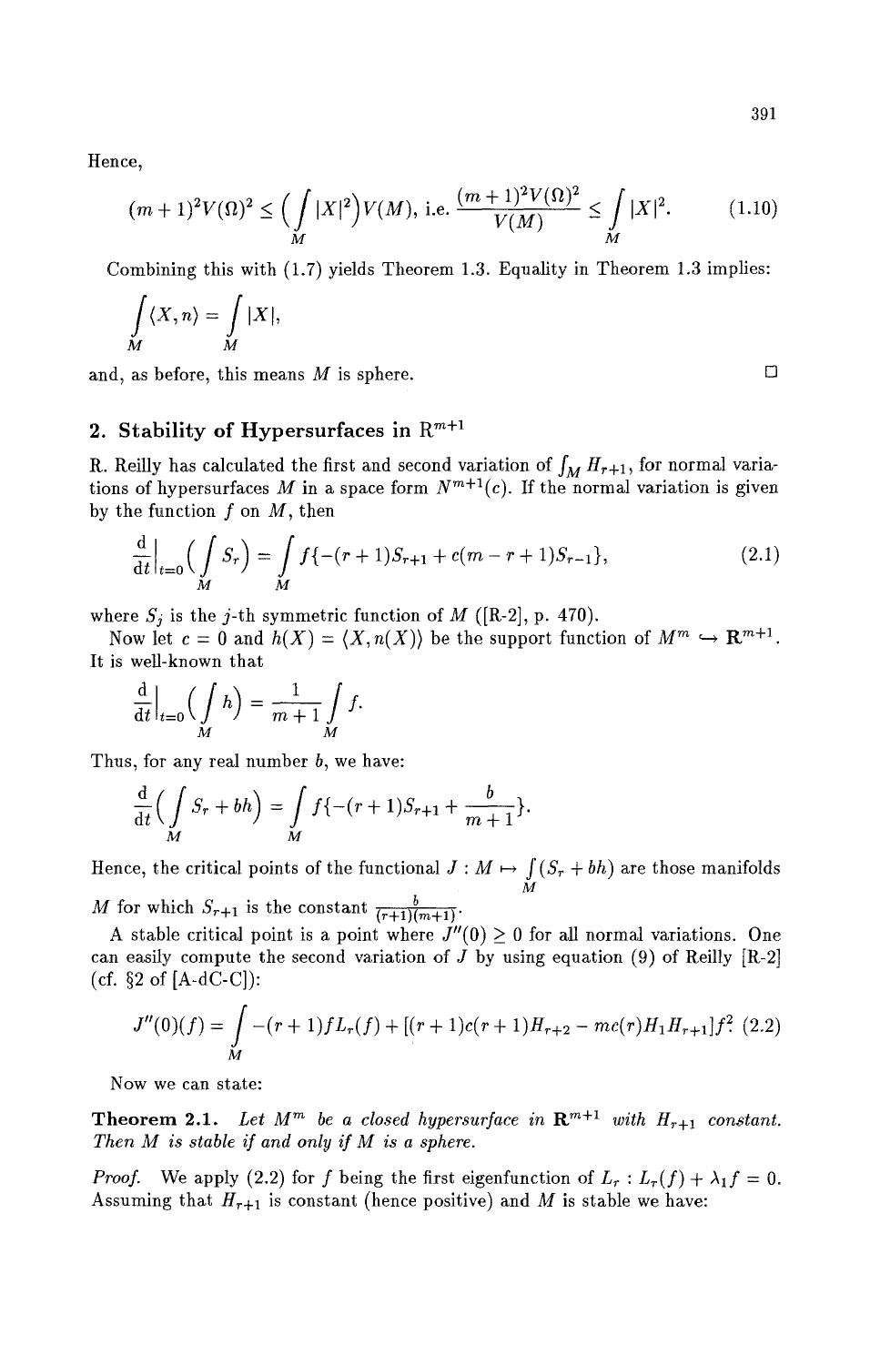Hence,

$$(m+1)^2 V(\Omega)^2 \leq \Big(\int_M |X|^2\Big) V(M), \text{ i.e. } \frac{(m+1)^2 V(\Omega)^2}{V(M)} \leq \int_M |X|^2. \tag{1.10}$$

Combining this with (1.7) yields Theorem 1.3. Equality in Theorem 1.3 implies:

$$\int_M \langle X, n\rangle = \int_M |X|,$$

and, as before, this means $M$ is sphere. □

## 2. Stability of Hypersurfaces in $\mathbf{R}^{m+1}$

R. Reilly has calculated the first and second variation of $\int_M H_{r+1}$, for normal variations of hypersurfaces $M$ in a space form $N^{m+1}(c)$. If the normal variation is given by the function $f$ on $M$, then

$$\frac{d}{dt}\Big|_{t=0}\Big(\int_M S_r\Big) = \int_M f\{-(r+1)S_{r+1} + c(m-r+1)S_{r-1}\}, \tag{2.1}$$

where $S_j$ is the $j$-th symmetric function of $M$ ([R-2], p. 470).

Now let $c = 0$ and $h(X) = \langle X, n(X)\rangle$ be the support function of $M^m \hookrightarrow \mathbf{R}^{m+1}$. It is well-known that

$$\frac{d}{dt}\Big|_{t=0}\Big(\int_M h\Big) = \frac{1}{m+1}\int_M f.$$

Thus, for any real number $b$, we have:

$$\frac{d}{dt}\Big(\int_M S_r + bh\Big) = \int_M f\{-(r+1)S_{r+1} + \frac{b}{m+1}\}.$$

Hence, the critical points of the functional $J : M \mapsto \int_M (S_r + bh)$ are those manifolds $M$ for which $S_{r+1}$ is the constant $\frac{b}{(r+1)(m+1)}$.

A stable critical point is a point where $J''(0) \geq 0$ for all normal variations. One can easily compute the second variation of $J$ by using equation (9) of Reilly [R-2] (cf. §2 of [A-dC-C]):

$$J''(0)(f) = \int_M -(r+1)fL_r(f) + [(r+1)c(r+1)H_{r+2} - mc(r)H_1H_{r+1}]f^2 \tag{2.2}$$

Now we can state:

**Theorem 2.1.** *Let $M^m$ be a closed hypersurface in $\mathbf{R}^{m+1}$ with $H_{r+1}$ constant. Then $M$ is stable if and only if $M$ is a sphere.*

*Proof.* We apply (2.2) for $f$ being the first eigenfunction of $L_r : L_r(f) + \lambda_1 f = 0$. Assuming that $H_{r+1}$ is constant (hence positive) and $M$ is stable we have: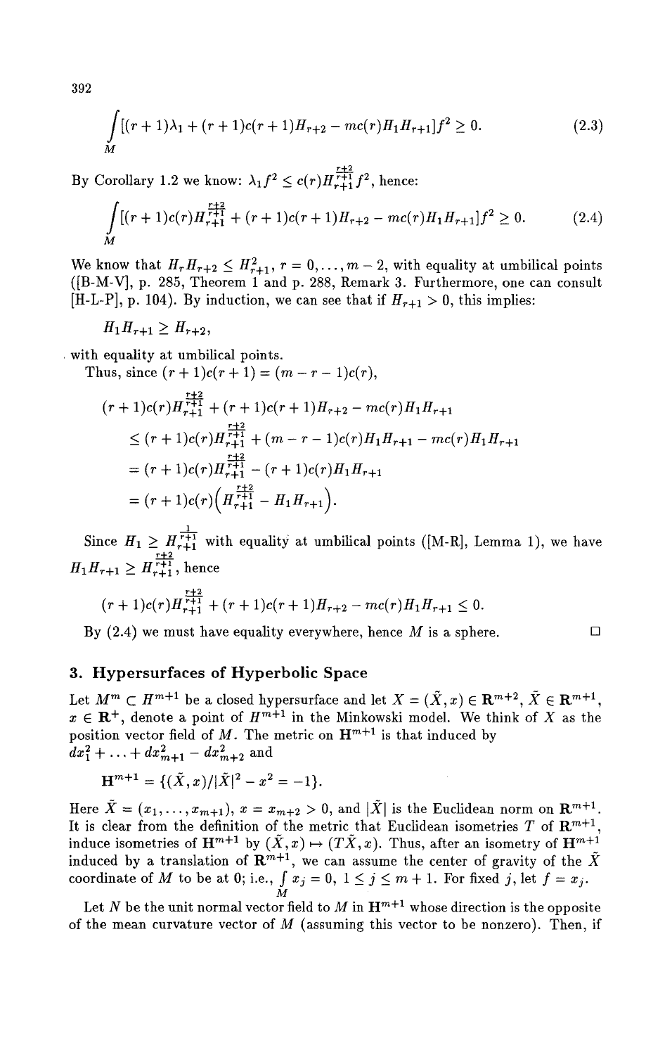$$\int_M [(r+1)\lambda_1 + (r+1)c(r+1)H_{r+2} - mc(r)H_1 H_{r+1}]f^2 \geq 0. \tag{2.3}$$

By Corollary 1.2 we know: $\lambda_1 f^2 \leq c(r) H_{r+1}^{\frac{r+2}{r+1}} f^2$, hence:

$$\int_M [(r+1)c(r)H_{r+1}^{\frac{r+2}{r+1}} + (r+1)c(r+1)H_{r+2} - mc(r)H_1 H_{r+1}]f^2 \geq 0. \tag{2.4}$$

We know that $H_r H_{r+2} \leq H_{r+1}^2$, $r = 0, \ldots, m-2$, with equality at umbilical points ([B-M-V], p. 285, Theorem 1 and p. 288, Remark 3. Furthermore, one can consult [H-L-P], p. 104). By induction, we can see that if $H_{r+1} > 0$, this implies:

$$H_1 H_{r+1} \geq H_{r+2},$$

with equality at umbilical points.

Thus, since $(r+1)c(r+1) = (m-r-1)c(r)$,

$$\begin{aligned}
&(r+1)c(r)H_{r+1}^{\frac{r+2}{r+1}} + (r+1)c(r+1)H_{r+2} - mc(r)H_1 H_{r+1} \\
&\leq (r+1)c(r)H_{r+1}^{\frac{r+2}{r+1}} + (m-r-1)c(r)H_1 H_{r+1} - mc(r)H_1 H_{r+1} \\
&= (r+1)c(r)H_{r+1}^{\frac{r+2}{r+1}} - (r+1)c(r)H_1 H_{r+1} \\
&= (r+1)c(r)\Big(H_{r+1}^{\frac{r+2}{r+1}} - H_1 H_{r+1}\Big).
\end{aligned}$$

Since $H_1 \geq H_{r+1}^{\frac{1}{r+1}}$ with equality at umbilical points ([M-R], Lemma 1), we have $H_1 H_{r+1} \geq H_{r+1}^{\frac{r+2}{r+1}}$, hence

$$(r+1)c(r)H_{r+1}^{\frac{r+2}{r+1}} + (r+1)c(r+1)H_{r+2} - mc(r)H_1 H_{r+1} \leq 0.$$

By (2.4) we must have equality everywhere, hence $M$ is a sphere. □

## 3. Hypersurfaces of Hyperbolic Space

Let $M^m \subset H^{m+1}$ be a closed hypersurface and let $X = (\tilde{X}, x) \in \mathbf{R}^{m+2}$, $\tilde{X} \in \mathbf{R}^{m+1}$, $x \in \mathbf{R}^+$, denote a point of $H^{m+1}$ in the Minkowski model. We think of $X$ as the position vector field of $M$. The metric on $\mathbf{H}^{m+1}$ is that induced by $dx_1^2 + \ldots + dx_{m+1}^2 - dx_{m+2}^2$ and

$$\mathbf{H}^{m+1} = \{(\tilde{X}, x) / |\tilde{X}|^2 - x^2 = -1\}.$$

Here $\tilde{X} = (x_1, \ldots, x_{m+1})$, $x = x_{m+2} > 0$, and $|\tilde{X}|$ is the Euclidean norm on $\mathbf{R}^{m+1}$. It is clear from the definition of the metric that Euclidean isometries $T$ of $\mathbf{R}^{m+1}$, induce isometries of $\mathbf{H}^{m+1}$ by $(\tilde{X}, x) \mapsto (T\tilde{X}, x)$. Thus, after an isometry of $\mathbf{H}^{m+1}$ induced by a translation of $\mathbf{R}^{m+1}$, we can assume the center of gravity of the $\tilde{X}$ coordinate of $M$ to be at 0; i.e., $\int_M x_j = 0$, $1 \leq j \leq m+1$. For fixed $j$, let $f = x_j$.

Let $N$ be the unit normal vector field to $M$ in $\mathbf{H}^{m+1}$ whose direction is the opposite of the mean curvature vector of $M$ (assuming this vector to be nonzero). Then, if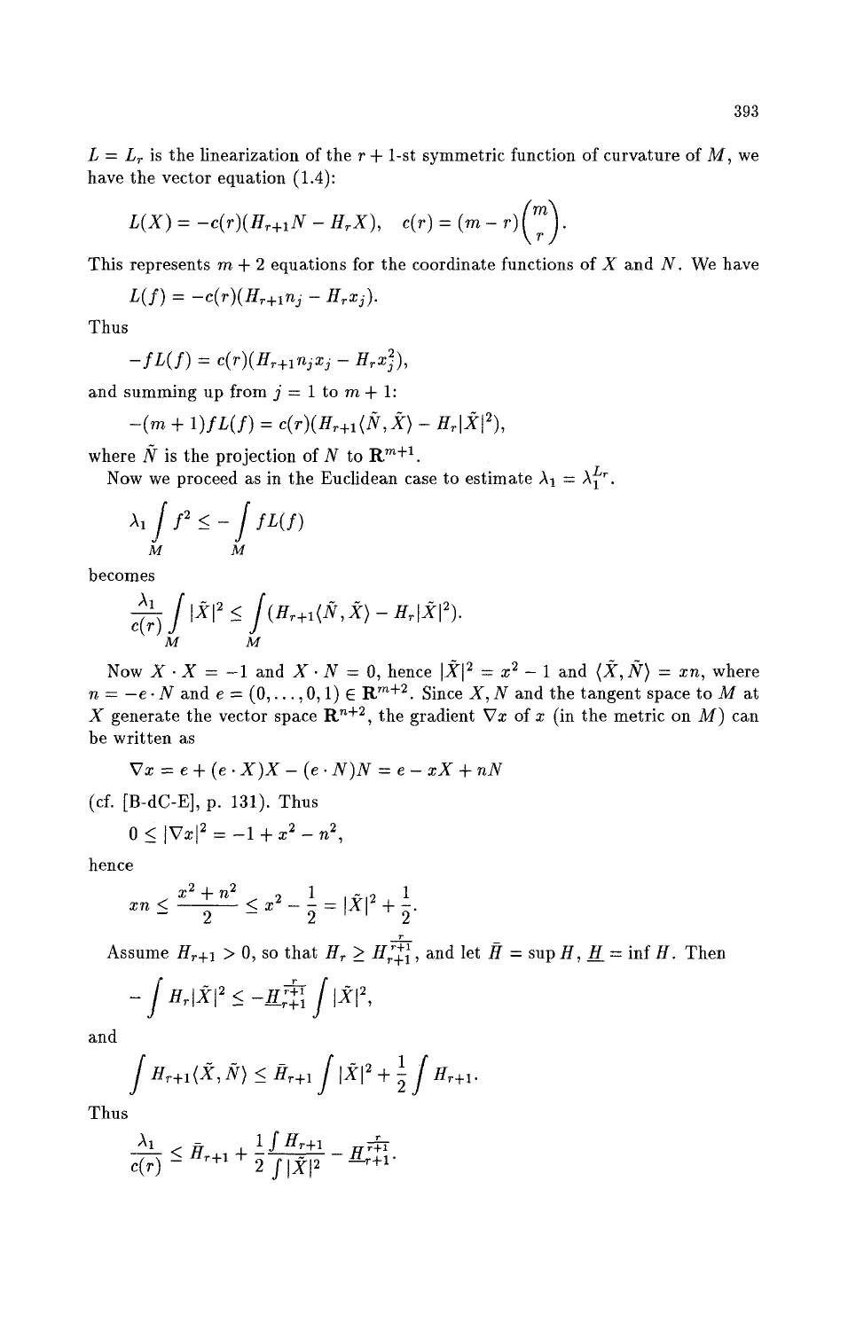$L = L_r$ is the linearization of the $r+1$-st symmetric function of curvature of $M$, we have the vector equation (1.4):

$$L(X) = -c(r)(H_{r+1}N - H_r X), \quad c(r) = (m-r)\binom{m}{r}.$$

This represents $m+2$ equations for the coordinate functions of $X$ and $N$. We have

$$L(f) = -c(r)(H_{r+1}n_j - H_r x_j).$$

Thus

$$-fL(f) = c(r)(H_{r+1}n_j x_j - H_r x_j^2),$$

and summing up from $j = 1$ to $m+1$:

$$-(m+1)fL(f) = c(r)(H_{r+1}\langle \tilde{N}, \tilde{X}\rangle - H_r|\tilde{X}|^2),$$

where $\tilde{N}$ is the projection of $N$ to $\mathbf{R}^{m+1}$.

Now we proceed as in the Euclidean case to estimate $\lambda_1 = \lambda_1^{L_r}$.

$$\lambda_1 \int_M f^2 \leq -\int_M fL(f)$$

becomes

$$\frac{\lambda_1}{c(r)} \int_M |\tilde{X}|^2 \leq \int_M (H_{r+1}\langle \tilde{N}, \tilde{X}\rangle - H_r|\tilde{X}|^2).$$

Now $X \cdot X = -1$ and $X \cdot N = 0$, hence $|\tilde{X}|^2 = x^2 - 1$ and $\langle \tilde{X}, \tilde{N}\rangle = xn$, where $n = -e \cdot N$ and $e = (0, \dots, 0, 1) \in \mathbf{R}^{m+2}$. Since $X, N$ and the tangent space to $M$ at $X$ generate the vector space $\mathbf{R}^{n+2}$, the gradient $\nabla x$ of $x$ (in the metric on $M$) can be written as

$$\nabla x = e + (e \cdot X)X - (e \cdot N)N = e - xX + nN$$

(cf. [B-dC-E], p. 131). Thus

$$0 \leq |\nabla x|^2 = -1 + x^2 - n^2,$$

hence

$$xn \leq \frac{x^2 + n^2}{2} \leq x^2 - \frac{1}{2} = |\tilde{X}|^2 + \frac{1}{2}.$$

Assume $H_{r+1} > 0$, so that $H_r \geq H_{r+1}^{\frac{r}{r+1}}$, and let $\bar{H} = \sup H$, $\underline{H} = \inf H$. Then

$$-\int H_r|\tilde{X}|^2 \leq -\underline{H}_{r+1}^{\frac{r}{r+1}} \int |\tilde{X}|^2,$$

and

$$\int H_{r+1}\langle \tilde{X}, \tilde{N}\rangle \leq \bar{H}_{r+1} \int |\tilde{X}|^2 + \frac{1}{2}\int H_{r+1}.$$

Thus

$$\frac{\lambda_1}{c(r)} \leq \bar{H}_{r+1} + \frac{1}{2}\frac{\int H_{r+1}}{\int |\tilde{X}|^2} - \underline{H}_{r+1}^{\frac{r}{r+1}}.$$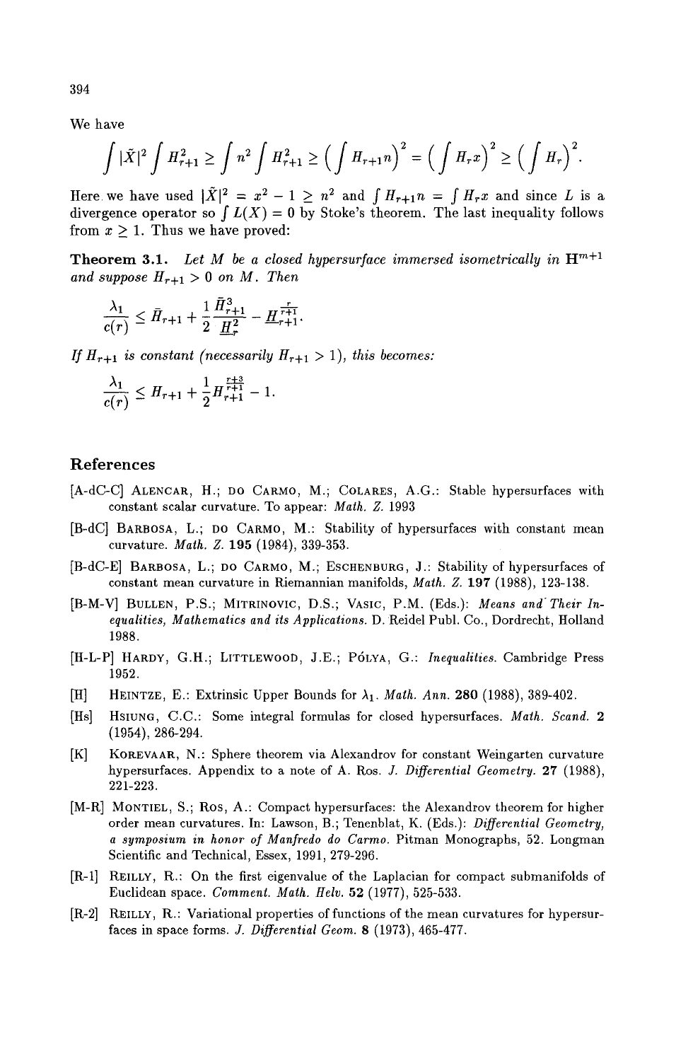We have

$$\int |\tilde{X}|^2 \int H_{r+1}^2 \geq \int n^2 \int H_{r+1}^2 \geq \Big(\int H_{r+1} n\Big)^2 = \Big(\int H_r x\Big)^2 \geq \Big(\int H_r\Big)^2.$$

Here we have used $|\tilde{X}|^2 = x^2 - 1 \geq n^2$ and $\int H_{r+1} n = \int H_r x$ and since $L$ is a divergence operator so $\int L(X) = 0$ by Stoke's theorem. The last inequality follows from $x \geq 1$. Thus we have proved:

**Theorem 3.1.** *Let $M$ be a closed hypersurface immersed isometrically in $\mathbf{H}^{m+1}$ and suppose $H_{r+1} > 0$ on $M$. Then*

$$\frac{\lambda_1}{c(r)} \leq \bar{H}_{r+1} + \frac{1}{2}\frac{\bar{H}_{r+1}^3}{\underline{H}_r^2} - \underline{H}_{r+1}^{\frac{r}{r+1}}.$$

*If $H_{r+1}$ is constant (necessarily $H_{r+1} > 1$), this becomes:*

$$\frac{\lambda_1}{c(r)} \leq H_{r+1} + \frac{1}{2} H_{r+1}^{\frac{r+3}{r+1}} - 1.$$

## References

[A-dC-C] Alencar, H.; do Carmo, M.; Colares, A.G.: Stable hypersurfaces with constant scalar curvature. To appear: *Math. Z.* 1993

[B-dC] Barbosa, L.; do Carmo, M.: Stability of hypersurfaces with constant mean curvature. *Math. Z.* **195** (1984), 339-353.

[B-dC-E] Barbosa, L.; do Carmo, M.; Eschenburg, J.: Stability of hypersurfaces of constant mean curvature in Riemannian manifolds, *Math. Z.* **197** (1988), 123-138.

[B-M-V] Bullen, P.S.; Mitrinovic, D.S.; Vasic, P.M. (Eds.): *Means and Their Inequalities, Mathematics and its Applications.* D. Reidel Publ. Co., Dordrecht, Holland 1988.

[H-L-P] Hardy, G.H.; Littlewood, J.E.; Pólya, G.: *Inequalities.* Cambridge Press 1952.

[H] Heintze, E.: Extrinsic Upper Bounds for $\lambda_1$. *Math. Ann.* **280** (1988), 389-402.

[Hs] Hsiung, C.C.: Some integral formulas for closed hypersurfaces. *Math. Scand.* **2** (1954), 286-294.

[K] Korevaar, N.: Sphere theorem via Alexandrov for constant Weingarten curvature hypersurfaces. Appendix to a note of A. Ros. *J. Differential Geometry.* **27** (1988), 221-223.

[M-R] Montiel, S.; Ros, A.: Compact hypersurfaces: the Alexandrov theorem for higher order mean curvatures. In: Lawson, B.; Tenenblat, K. (Eds.): *Differential Geometry, a symposium in honor of Manfredo do Carmo.* Pitman Monographs, 52. Longman Scientific and Technical, Essex, 1991, 279-296.

[R-1] Reilly, R.: On the first eigenvalue of the Laplacian for compact submanifolds of Euclidean space. *Comment. Math. Helv.* **52** (1977), 525-533.

[R-2] Reilly, R.: Variational properties of functions of the mean curvatures for hypersurfaces in space forms. *J. Differential Geom.* **8** (1973), 465-477.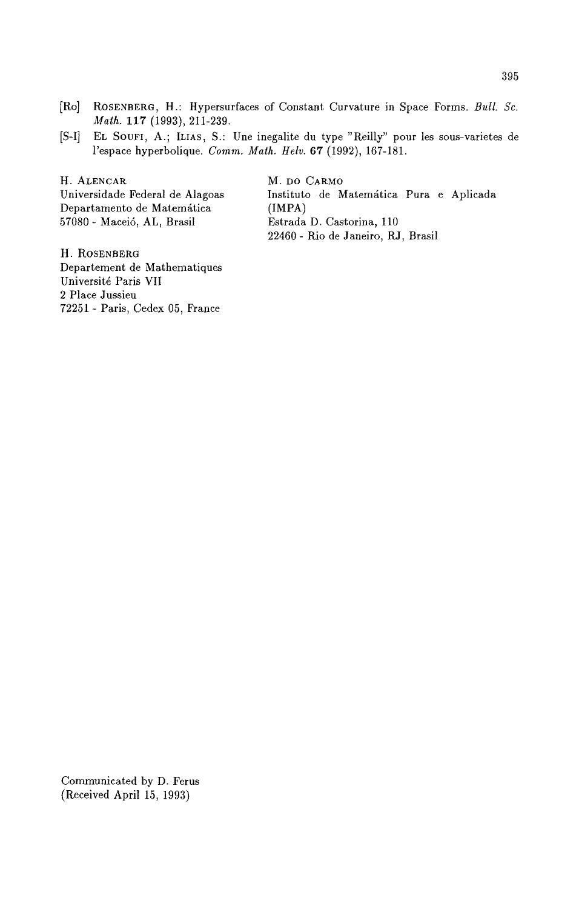[Ro] Rosenberg, H.: Hypersurfaces of Constant Curvature in Space Forms. *Bull. Sc. Math.* **117** (1993), 211-239.

[S-I] El Soufi, A.; Ilias, S.: Une inegalite du type "Reilly" pour les sous-varietes de l'espace hyperbolique. *Comm. Math. Helv.* **67** (1992), 167-181.

H. Alencar
Universidade Federal de Alagoas
Departamento de Matemática
57080 - Maceió, AL, Brasil

M. do Carmo
Instituto de Matemática Pura e Aplicada (IMPA)
Estrada D. Castorina, 110
22460 - Rio de Janeiro, RJ, Brasil

H. Rosenberg
Departement de Mathematiques
Université Paris VII
2 Place Jussieu
72251 - Paris, Cedex 05, France

Communicated by D. Ferus
(Received April 15, 1993)